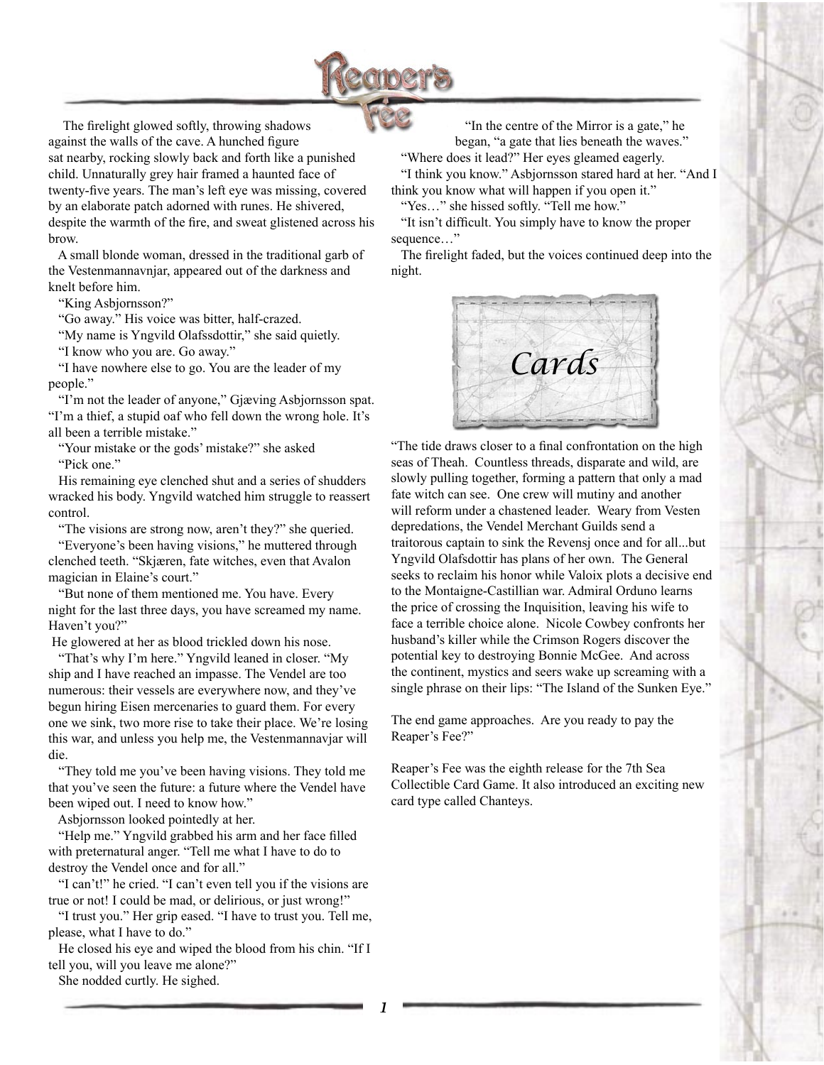# Reaper's Fee

The firelight glowed softly, throwing shadows against the walls of the cave. A hunched figure sat nearby, rocking slowly back and forth like a punished child. Unnaturally grey hair framed a haunted face of twenty-five years. The man's left eye was missing, covered by an elaborate patch adorned with runes. He shivered, despite the warmth of the fire, and sweat glistened across his brow.

A small blonde woman, dressed in the traditional garb of the Vestenmannavnjar, appeared out of the darkness and knelt before him.

"King Asbjornsson?"

"Go away." His voice was bitter, half-crazed.

"My name is Yngvild Olafssdottir," she said quietly.

"I know who you are. Go away."

"I have nowhere else to go. You are the leader of my people."

"I'm not the leader of anyone," Gjæving Asbjornsson spat. "I'm a thief, a stupid oaf who fell down the wrong hole. It's all been a terrible mistake."

"Your mistake or the gods' mistake?" she asked

"Pick one."

His remaining eye clenched shut and a series of shudders wracked his body. Yngvild watched him struggle to reassert control.

"The visions are strong now, aren't they?" she queried.

"Everyone's been having visions," he muttered through clenched teeth. "Skjæren, fate witches, even that Avalon magician in Elaine's court."

"But none of them mentioned me. You have. Every night for the last three days, you have screamed my name. Haven't you?"

He glowered at her as blood trickled down his nose.

"That's why I'm here." Yngvild leaned in closer. "My ship and I have reached an impasse. The Vendel are too numerous: their vessels are everywhere now, and they've begun hiring Eisen mercenaries to guard them. For every one we sink, two more rise to take their place. We're losing this war, and unless you help me, the Vestenmannavjar will die.

"They told me you've been having visions. They told me that you've seen the future: a future where the Vendel have been wiped out. I need to know how."

Asbjornsson looked pointedly at her.

"Help me." Yngvild grabbed his arm and her face filled with preternatural anger. "Tell me what I have to do to destroy the Vendel once and for all."

"I can't!" he cried. "I can't even tell you if the visions are true or not! I could be mad, or delirious, or just wrong!"

"I trust you." Her grip eased. "I have to trust you. Tell me, please, what I have to do."

He closed his eye and wiped the blood from his chin. "If I tell you, will you leave me alone?"

She nodded curtly. He sighed.

"In the centre of the Mirror is a gate," he began, "a gate that lies beneath the waves."

"Where does it lead?" Her eyes gleamed eagerly.

"I think you know." Asbjornsson stared hard at her. "And I think you know what will happen if you open it."

"Yes…" she hissed softly. "Tell me how."

"It isn't difficult. You simply have to know the proper sequence…"

The firelight faded, but the voices continued deep into the night.

## Cards

"The tide draws closer to a final confrontation on the high seas of Theah. Countless threads, disparate and wild, are slowly pulling together, forming a pattern that only a mad fate witch can see. One crew will mutiny and another will reform under a chastened leader. Weary from Vesten depredations, the Vendel Merchant Guilds send a traitorous captain to sink the Revensj once and for all...but Yngvild Olafsdottir has plans of her own. The General seeks to reclaim his honor while Valoix plots a decisive end to the Montaigne-Castillian war. Admiral Orduno learns the price of crossing the Inquisition, leaving his wife to face a terrible choice alone. Nicole Cowbey confronts her husband's killer while the Crimson Rogers discover the potential key to destroying Bonnie McGee. And across the continent, mystics and seers wake up screaming with a single phrase on their lips: "The Island of the Sunken Eye."

The end game approaches. Are you ready to pay the Reaper's Fee?"

Reaper's Fee was the eighth release for the 7th Sea Collectible Card Game. It also introduced an exciting new card type called Chanteys.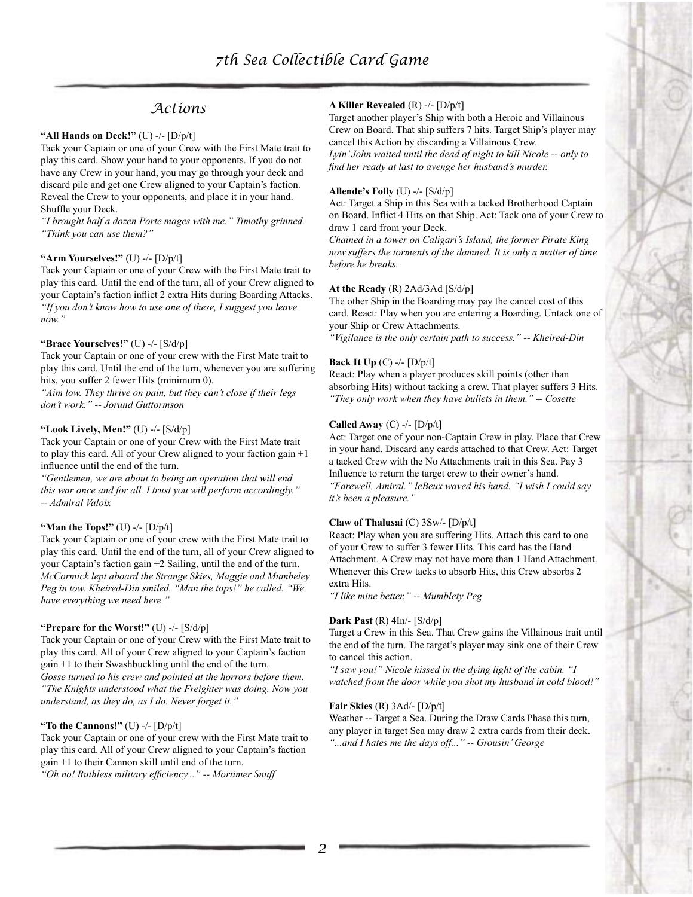## Actions

**"All Hands on Deck!"** (U) -/- [D/p/t]
Tack your Captain or one of your Crew with the First Mate trait to play this card. Show your hand to your opponents. If you do not have any Crew in your hand, you may go through your deck and discard pile and get one Crew aligned to your Captain's faction. Reveal the Crew to your opponents, and place it in your hand. Shuffle your Deck.
*"I brought half a dozen Porte mages with me." Timothy grinned. "Think you can use them?"*

**"Arm Yourselves!"** (U) -/- [D/p/t]
Tack your Captain or one of your Crew with the First Mate trait to play this card. Until the end of the turn, all of your Crew aligned to your Captain's faction inflict 2 extra Hits during Boarding Attacks.
*"If you don't know how to use one of these, I suggest you leave now."*

**"Brace Yourselves!"** (U) -/- [S/d/p]
Tack your Captain or one of your crew with the First Mate trait to play this card. Until the end of the turn, whenever you are suffering hits, you suffer 2 fewer Hits (minimum 0).
*"Aim low. They thrive on pain, but they can't close if their legs don't work." -- Jorund Guttormson*

**"Look Lively, Men!"** (U) -/- [S/d/p]
Tack your Captain or one of your Crew with the First Mate trait to play this card. All of your Crew aligned to your faction gain +1 influence until the end of the turn.
*"Gentlemen, we are about to being an operation that will end this war once and for all. I trust you will perform accordingly." -- Admiral Valoix*

**"Man the Tops!"** (U) -/- [D/p/t]
Tack your Captain or one of your crew with the First Mate trait to play this card. Until the end of the turn, all of your Crew aligned to your Captain's faction gain +2 Sailing, until the end of the turn.
*McCormick lept aboard the Strange Skies, Maggie and Mumbeley Peg in tow. Kheired-Din smiled. "Man the tops!" he called. "We have everything we need here."*

**"Prepare for the Worst!"** (U) -/- [S/d/p]
Tack your Captain or one of your Crew with the First Mate trait to play this card. All of your Crew aligned to your Captain's faction gain +1 to their Swashbuckling until the end of the turn.
*Gosse turned to his crew and pointed at the horrors before them. "The Knights understood what the Freighter was doing. Now you understand, as they do, as I do. Never forget it."*

**"To the Cannons!"** (U) -/- [D/p/t]
Tack your Captain or one of your crew with the First Mate trait to play this card. All of your Crew aligned to your Captain's faction gain +1 to their Cannon skill until end of the turn.
*"Oh no! Ruthless military efficiency..." -- Mortimer Snuff*

**A Killer Revealed** (R) -/- [D/p/t]
Target another player's Ship with both a Heroic and Villainous Crew on Board. That ship suffers 7 hits. Target Ship's player may cancel this Action by discarding a Villainous Crew.
*Lyin' John waited until the dead of night to kill Nicole -- only to find her ready at last to avenge her husband's murder.*

**Allende's Folly** (U) -/- [S/d/p]
Act: Target a Ship in this Sea with a tacked Brotherhood Captain on Board. Inflict 4 Hits on that Ship. Act: Tack one of your Crew to draw 1 card from your Deck.
*Chained in a tower on Caligari's Island, the former Pirate King now suffers the torments of the damned. It is only a matter of time before he breaks.*

**At the Ready** (R) 2Ad/3Ad [S/d/p]
The other Ship in the Boarding may pay the cancel cost of this card. React: Play when you are entering a Boarding. Untack one of your Ship or Crew Attachments.
*"Vigilance is the only certain path to success." -- Kheired-Din*

**Back It Up** (C) -/- [D/p/t]
React: Play when a player produces skill points (other than absorbing Hits) without tacking a crew. That player suffers 3 Hits.
*"They only work when they have bullets in them." -- Cosette*

**Called Away** (C) -/- [D/p/t]
Act: Target one of your non-Captain Crew in play. Place that Crew in your hand. Discard any cards attached to that Crew. Act: Target a tacked Crew with the No Attachments trait in this Sea. Pay 3 Influence to return the target crew to their owner's hand.
*"Farewell, Amiral." leBeux waved his hand. "I wish I could say it's been a pleasure."*

**Claw of Thalusai** (C) 3Sw/- [D/p/t]
React: Play when you are suffering Hits. Attach this card to one of your Crew to suffer 3 fewer Hits. This card has the Hand Attachment. A Crew may not have more than 1 Hand Attachment. Whenever this Crew tacks to absorb Hits, this Crew absorbs 2 extra Hits.
*"I like mine better." -- Mumblety Peg*

**Dark Past** (R) 4In/- [S/d/p]
Target a Crew in this Sea. That Crew gains the Villainous trait until the end of the turn. The target's player may sink one of their Crew to cancel this action.
*"I saw you!" Nicole hissed in the dying light of the cabin. "I watched from the door while you shot my husband in cold blood!"*

**Fair Skies** (R) 3Ad/- [D/p/t]
Weather -- Target a Sea. During the Draw Cards Phase this turn, any player in target Sea may draw 2 extra cards from their deck.
*"...and I hates me the days off..." -- Grousin' George*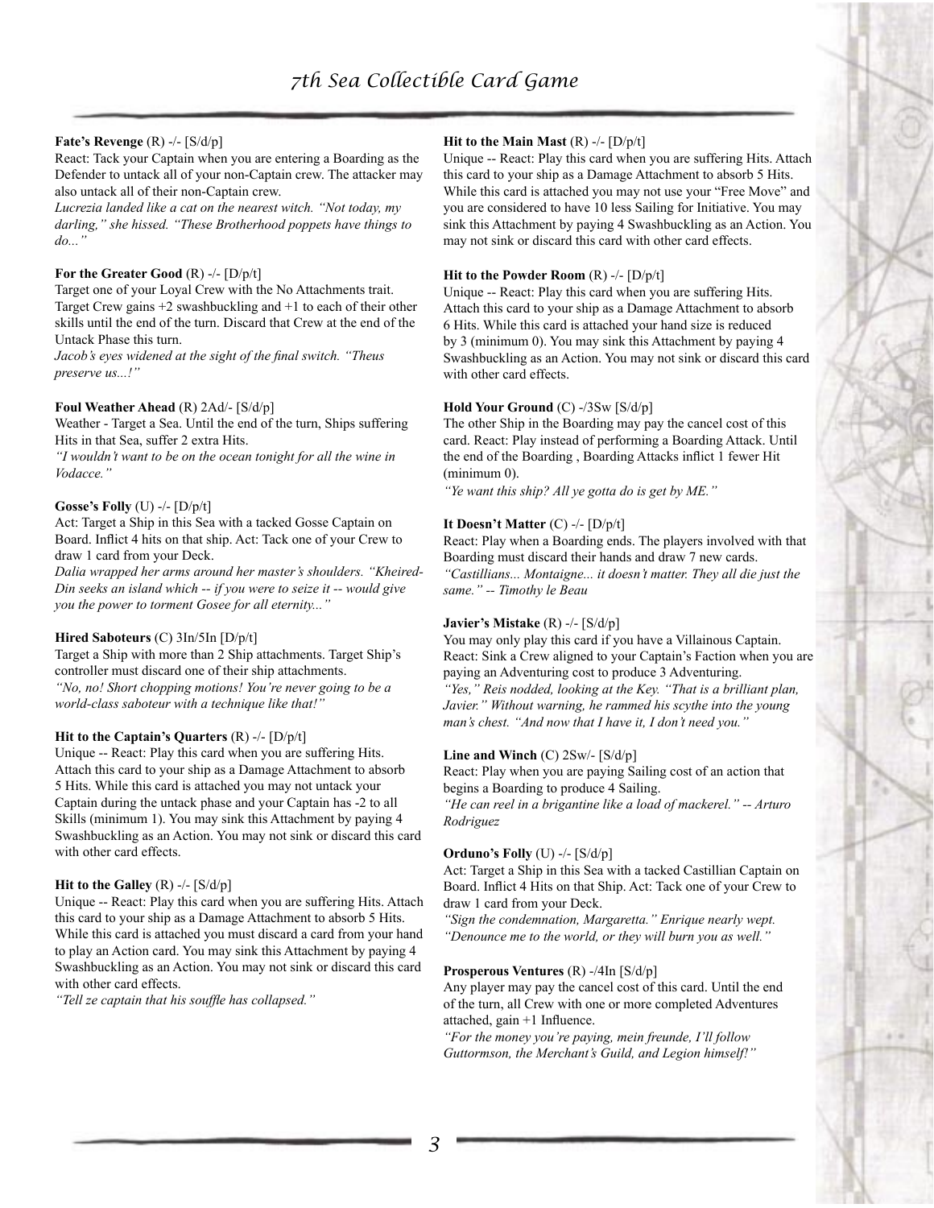**Fate's Revenge** (R) -/- [S/d/p]
React: Tack your Captain when you are entering a Boarding as the Defender to untack all of your non-Captain crew. The attacker may also untack all of their non-Captain crew.
*Lucrezia landed like a cat on the nearest witch. "Not today, my darling," she hissed. "These Brotherhood poppets have things to do..."*

**For the Greater Good** (R) -/- [D/p/t]
Target one of your Loyal Crew with the No Attachments trait. Target Crew gains +2 swashbuckling and +1 to each of their other skills until the end of the turn. Discard that Crew at the end of the Untack Phase this turn.
*Jacob's eyes widened at the sight of the final switch. "Theus preserve us...!"*

**Foul Weather Ahead** (R) 2Ad/- [S/d/p]
Weather - Target a Sea. Until the end of the turn, Ships suffering Hits in that Sea, suffer 2 extra Hits.
*"I wouldn't want to be on the ocean tonight for all the wine in Vodacce."*

**Gosse's Folly** (U) -/- [D/p/t]
Act: Target a Ship in this Sea with a tacked Gosse Captain on Board. Inflict 4 hits on that ship. Act: Tack one of your Crew to draw 1 card from your Deck.
*Dalia wrapped her arms around her master's shoulders. "Kheired-Din seeks an island which -- if you were to seize it -- would give you the power to torment Gosee for all eternity..."*

**Hired Saboteurs** (C) 3In/5In [D/p/t]
Target a Ship with more than 2 Ship attachments. Target Ship's controller must discard one of their ship attachments.
*"No, no! Short chopping motions! You're never going to be a world-class saboteur with a technique like that!"*

**Hit to the Captain's Quarters** (R) -/- [D/p/t]
Unique -- React: Play this card when you are suffering Hits. Attach this card to your ship as a Damage Attachment to absorb 5 Hits. While this card is attached you may not untack your Captain during the untack phase and your Captain has -2 to all Skills (minimum 1). You may sink this Attachment by paying 4 Swashbuckling as an Action. You may not sink or discard this card with other card effects.

**Hit to the Galley** (R) -/- [S/d/p]
Unique -- React: Play this card when you are suffering Hits. Attach this card to your ship as a Damage Attachment to absorb 5 Hits. While this card is attached you must discard a card from your hand to play an Action card. You may sink this Attachment by paying 4 Swashbuckling as an Action. You may not sink or discard this card with other card effects.
*"Tell ze captain that his souffle has collapsed."*

**Hit to the Main Mast** (R) -/- [D/p/t]
Unique -- React: Play this card when you are suffering Hits. Attach this card to your ship as a Damage Attachment to absorb 5 Hits. While this card is attached you may not use your "Free Move" and you are considered to have 10 less Sailing for Initiative. You may sink this Attachment by paying 4 Swashbuckling as an Action. You may not sink or discard this card with other card effects.

**Hit to the Powder Room** (R) -/- [D/p/t]
Unique -- React: Play this card when you are suffering Hits. Attach this card to your ship as a Damage Attachment to absorb 6 Hits. While this card is attached your hand size is reduced by 3 (minimum 0). You may sink this Attachment by paying 4 Swashbuckling as an Action. You may not sink or discard this card with other card effects.

**Hold Your Ground** (C) -/3Sw [S/d/p]
The other Ship in the Boarding may pay the cancel cost of this card. React: Play instead of performing a Boarding Attack. Until the end of the Boarding , Boarding Attacks inflict 1 fewer Hit (minimum 0).
*"Ye want this ship? All ye gotta do is get by ME."*

**It Doesn't Matter** (C) -/- [D/p/t]
React: Play when a Boarding ends. The players involved with that Boarding must discard their hands and draw 7 new cards.
*"Castillians... Montaigne... it doesn't matter. They all die just the same." -- Timothy le Beau*

**Javier's Mistake** (R) -/- [S/d/p]
You may only play this card if you have a Villainous Captain. React: Sink a Crew aligned to your Captain's Faction when you are paying an Adventuring cost to produce 3 Adventuring.
*"Yes," Reis nodded, looking at the Key. "That is a brilliant plan, Javier." Without warning, he rammed his scythe into the young man's chest. "And now that I have it, I don't need you."*

**Line and Winch** (C) 2Sw/- [S/d/p]
React: Play when you are paying Sailing cost of an action that begins a Boarding to produce 4 Sailing.
*"He can reel in a brigantine like a load of mackerel." -- Arturo Rodriguez*

**Orduno's Folly** (U) -/- [S/d/p]
Act: Target a Ship in this Sea with a tacked Castillian Captain on Board. Inflict 4 Hits on that Ship. Act: Tack one of your Crew to draw 1 card from your Deck.
*"Sign the condemnation, Margaretta." Enrique nearly wept. "Denounce me to the world, or they will burn you as well."*

**Prosperous Ventures** (R) -/4In [S/d/p]
Any player may pay the cancel cost of this card. Until the end of the turn, all Crew with one or more completed Adventures attached, gain +1 Influence.
*"For the money you're paying, mein freunde, I'll follow Guttormson, the Merchant's Guild, and Legion himself!"*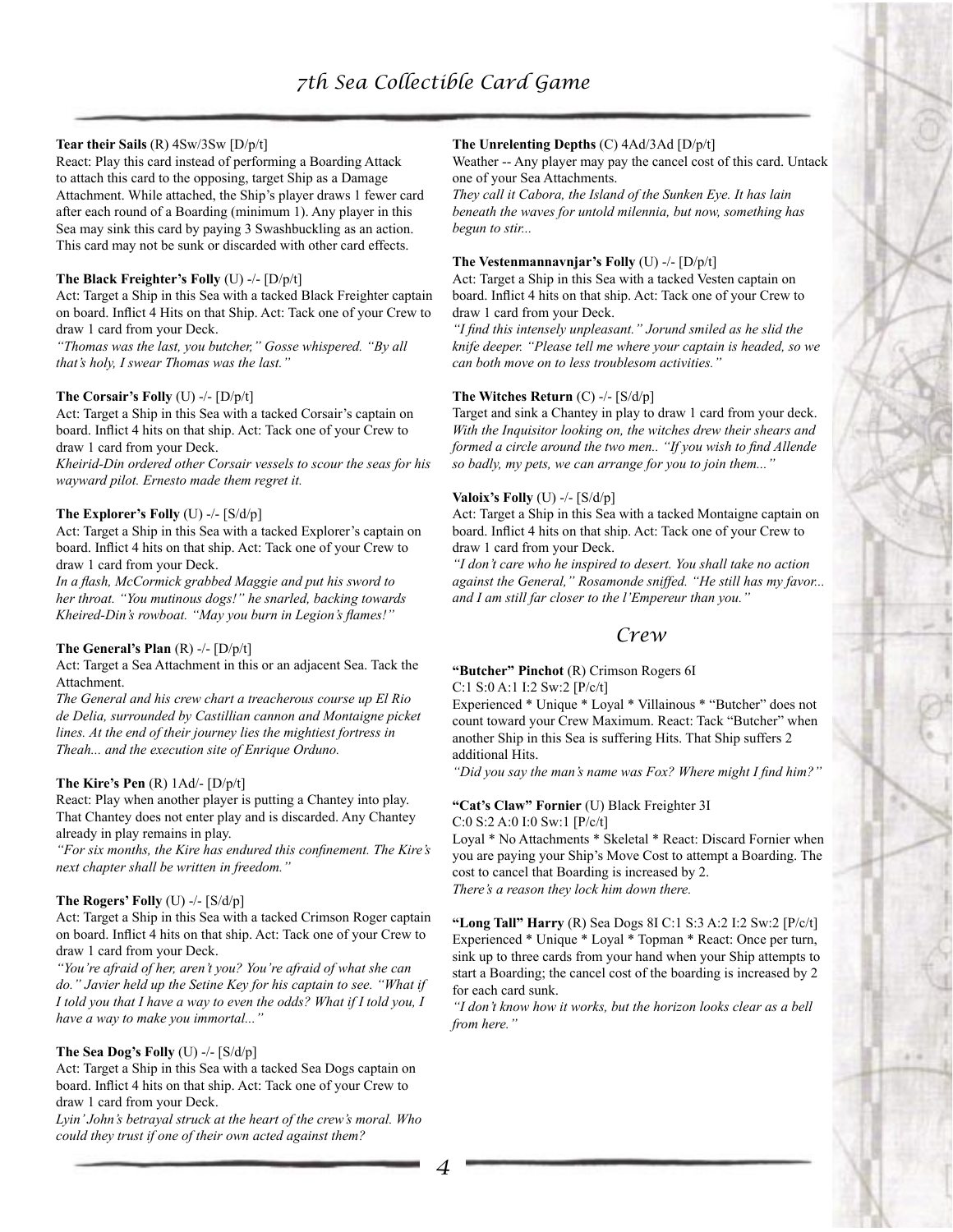**Tear their Sails** (R) 4Sw/3Sw [D/p/t]

React: Play this card instead of performing a Boarding Attack to attach this card to the opposing, target Ship as a Damage Attachment. While attached, the Ship's player draws 1 fewer card after each round of a Boarding (minimum 1). Any player in this Sea may sink this card by paying 3 Swashbuckling as an action. This card may not be sunk or discarded with other card effects.

**The Black Freighter's Folly** (U) -/- [D/p/t]

Act: Target a Ship in this Sea with a tacked Black Freighter captain on board. Inflict 4 Hits on that Ship. Act: Tack one of your Crew to draw 1 card from your Deck.

*"Thomas was the last, you butcher," Gosse whispered. "By all that's holy, I swear Thomas was the last."*

**The Corsair's Folly** (U) -/- [D/p/t]

Act: Target a Ship in this Sea with a tacked Corsair's captain on board. Inflict 4 hits on that ship. Act: Tack one of your Crew to draw 1 card from your Deck.

*Kheirid-Din ordered other Corsair vessels to scour the seas for his wayward pilot. Ernesto made them regret it.*

**The Explorer's Folly** (U) -/- [S/d/p]

Act: Target a Ship in this Sea with a tacked Explorer's captain on board. Inflict 4 hits on that ship. Act: Tack one of your Crew to draw 1 card from your Deck.

*In a flash, McCormick grabbed Maggie and put his sword to her throat. "You mutinous dogs!" he snarled, backing towards Kheired-Din's rowboat. "May you burn in Legion's flames!"*

**The General's Plan** (R) -/- [D/p/t]

Act: Target a Sea Attachment in this or an adjacent Sea. Tack the Attachment.

*The General and his crew chart a treacherous course up El Rio de Delia, surrounded by Castillian cannon and Montaigne picket lines. At the end of their journey lies the mightiest fortress in Theah... and the execution site of Enrique Orduno.*

**The Kire's Pen** (R) 1Ad/- [D/p/t]

React: Play when another player is putting a Chantey into play. That Chantey does not enter play and is discarded. Any Chantey already in play remains in play.

*"For six months, the Kire has endured this confinement. The Kire's next chapter shall be written in freedom."*

**The Rogers' Folly** (U) -/- [S/d/p]

Act: Target a Ship in this Sea with a tacked Crimson Roger captain on board. Inflict 4 hits on that ship. Act: Tack one of your Crew to draw 1 card from your Deck.

*"You're afraid of her, aren't you? You're afraid of what she can do." Javier held up the Setine Key for his captain to see. "What if I told you that I have a way to even the odds? What if I told you, I have a way to make you immortal..."*

**The Sea Dog's Folly** (U) -/- [S/d/p]

Act: Target a Ship in this Sea with a tacked Sea Dogs captain on board. Inflict 4 hits on that ship. Act: Tack one of your Crew to draw 1 card from your Deck.

*Lyin' John's betrayal struck at the heart of the crew's moral. Who could they trust if one of their own acted against them?*

**The Unrelenting Depths** (C) 4Ad/3Ad [D/p/t]

Weather -- Any player may pay the cancel cost of this card. Untack one of your Sea Attachments.

*They call it Cabora, the Island of the Sunken Eye. It has lain beneath the waves for untold milennia, but now, something has begun to stir...*

**The Vestenmannavnjar's Folly** (U) -/- [D/p/t]

Act: Target a Ship in this Sea with a tacked Vesten captain on board. Inflict 4 hits on that ship. Act: Tack one of your Crew to draw 1 card from your Deck.

*"I find this intensely unpleasant." Jorund smiled as he slid the knife deeper. "Please tell me where your captain is headed, so we can both move on to less troublesom activities."*

**The Witches Return** (C) -/- [S/d/p]

Target and sink a Chantey in play to draw 1 card from your deck.

*With the Inquisitor looking on, the witches drew their shears and formed a circle around the two men.. "If you wish to find Allende so badly, my pets, we can arrange for you to join them..."*

**Valoix's Folly** (U) -/- [S/d/p]

Act: Target a Ship in this Sea with a tacked Montaigne captain on board. Inflict 4 hits on that ship. Act: Tack one of your Crew to draw 1 card from your Deck.

*"I don't care who he inspired to desert. You shall take no action against the General," Rosamonde sniffed. "He still has my favor... and I am still far closer to the l'Empereur than you."*

## Crew

**"Butcher" Pinchot** (R) Crimson Rogers 6I

C:1 S:0 A:1 I:2 Sw:2 [P/c/t]

Experienced * Unique * Loyal * Villainous * "Butcher" does not count toward your Crew Maximum. React: Tack "Butcher" when another Ship in this Sea is suffering Hits. That Ship suffers 2 additional Hits.

*"Did you say the man's name was Fox? Where might I find him?"*

**"Cat's Claw" Fornier** (U) Black Freighter 3I

C:0 S:2 A:0 I:0 Sw:1 [P/c/t]

Loyal * No Attachments * Skeletal * React: Discard Fornier when you are paying your Ship's Move Cost to attempt a Boarding. The cost to cancel that Boarding is increased by 2.

*There's a reason they lock him down there.*

**"Long Tall" Harry** (R) Sea Dogs 8I C:1 S:3 A:2 I:2 Sw:2 [P/c/t]

Experienced * Unique * Loyal * Topman * React: Once per turn, sink up to three cards from your hand when your Ship attempts to start a Boarding; the cancel cost of the boarding is increased by 2 for each card sunk.

*"I don't know how it works, but the horizon looks clear as a bell from here."*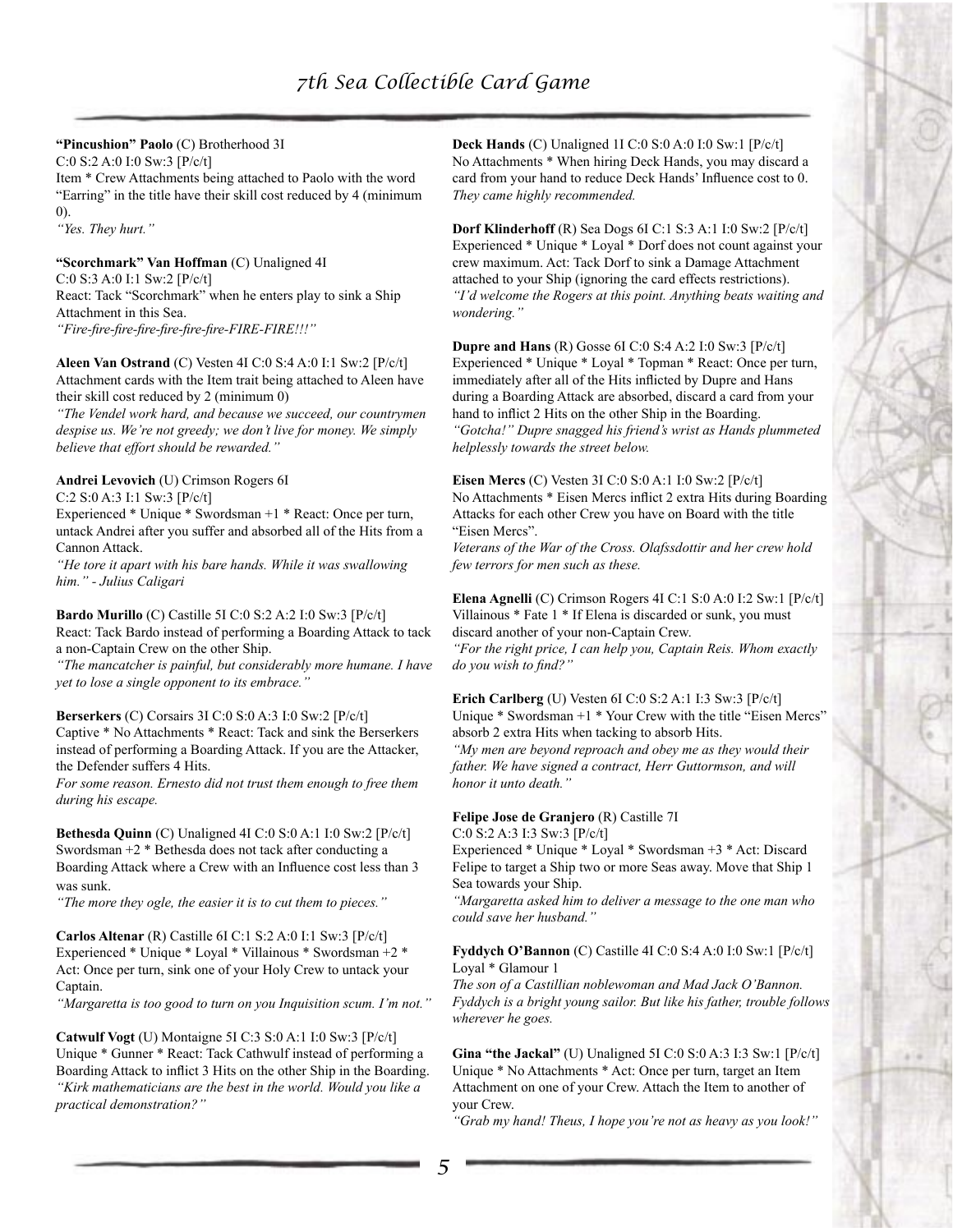**"Pincushion" Paolo** (C) Brotherhood 3I
C:0 S:2 A:0 I:0 Sw:3 [P/c/t]
Item * Crew Attachments being attached to Paolo with the word "Earring" in the title have their skill cost reduced by 4 (minimum 0).
*"Yes. They hurt."*

**"Scorchmark" Van Hoffman** (C) Unaligned 4I
C:0 S:3 A:0 I:1 Sw:2 [P/c/t]
React: Tack "Scorchmark" when he enters play to sink a Ship Attachment in this Sea.
*"Fire-fire-fire-fire-fire-fire-fire-FIRE-FIRE!!!"*

**Aleen Van Ostrand** (C) Vesten 4I C:0 S:4 A:0 I:1 Sw:2 [P/c/t]
Attachment cards with the Item trait being attached to Aleen have their skill cost reduced by 2 (minimum 0)
*"The Vendel work hard, and because we succeed, our countrymen despise us. We're not greedy; we don't live for money. We simply believe that effort should be rewarded."*

**Andrei Levovich** (U) Crimson Rogers 6I
C:2 S:0 A:3 I:1 Sw:3 [P/c/t]
Experienced * Unique * Swordsman +1 * React: Once per turn, untack Andrei after you suffer and absorbed all of the Hits from a Cannon Attack.
*"He tore it apart with his bare hands. While it was swallowing him." - Julius Caligari*

**Bardo Murillo** (C) Castille 5I C:0 S:2 A:2 I:0 Sw:3 [P/c/t]
React: Tack Bardo instead of performing a Boarding Attack to tack a non-Captain Crew on the other Ship.
*"The mancatcher is painful, but considerably more humane. I have yet to lose a single opponent to its embrace."*

**Berserkers** (C) Corsairs 3I C:0 S:0 A:3 I:0 Sw:2 [P/c/t]
Captive * No Attachments * React: Tack and sink the Berserkers instead of performing a Boarding Attack. If you are the Attacker, the Defender suffers 4 Hits.
*For some reason. Ernesto did not trust them enough to free them during his escape.*

**Bethesda Quinn** (C) Unaligned 4I C:0 S:0 A:1 I:0 Sw:2 [P/c/t]
Swordsman +2 * Bethesda does not tack after conducting a Boarding Attack where a Crew with an Influence cost less than 3 was sunk.
*"The more they ogle, the easier it is to cut them to pieces."*

**Carlos Altenar** (R) Castille 6I C:1 S:2 A:0 I:1 Sw:3 [P/c/t]
Experienced * Unique * Loyal * Villainous * Swordsman +2 * Act: Once per turn, sink one of your Holy Crew to untack your Captain.
*"Margaretta is too good to turn on you Inquisition scum. I'm not."*

**Catwulf Vogt** (U) Montaigne 5I C:3 S:0 A:1 I:0 Sw:3 [P/c/t]
Unique * Gunner * React: Tack Cathwulf instead of performing a Boarding Attack to inflict 3 Hits on the other Ship in the Boarding.
*"Kirk mathematicians are the best in the world. Would you like a practical demonstration?"*

**Deck Hands** (C) Unaligned 1I C:0 S:0 A:0 I:0 Sw:1 [P/c/t]
No Attachments * When hiring Deck Hands, you may discard a card from your hand to reduce Deck Hands' Influence cost to 0.
*They came highly recommended.*

**Dorf Klinderhoff** (R) Sea Dogs 6I C:1 S:3 A:1 I:0 Sw:2 [P/c/t]
Experienced * Unique * Loyal * Dorf does not count against your crew maximum. Act: Tack Dorf to sink a Damage Attachment attached to your Ship (ignoring the card effects restrictions).
*"I'd welcome the Rogers at this point. Anything beats waiting and wondering."*

**Dupre and Hans** (R) Gosse 6I C:0 S:4 A:2 I:0 Sw:3 [P/c/t]
Experienced * Unique * Loyal * Topman * React: Once per turn, immediately after all of the Hits inflicted by Dupre and Hans during a Boarding Attack are absorbed, discard a card from your hand to inflict 2 Hits on the other Ship in the Boarding.
*"Gotcha!" Dupre snagged his friend's wrist as Hands plummeted helplessly towards the street below.*

**Eisen Mercs** (C) Vesten 3I C:0 S:0 A:1 I:0 Sw:2 [P/c/t]
No Attachments * Eisen Mercs inflict 2 extra Hits during Boarding Attacks for each other Crew you have on Board with the title "Eisen Mercs".
*Veterans of the War of the Cross. Olafssdottir and her crew hold few terrors for men such as these.*

**Elena Agnelli** (C) Crimson Rogers 4I C:1 S:0 A:0 I:2 Sw:1 [P/c/t]
Villainous * Fate 1 * If Elena is discarded or sunk, you must discard another of your non-Captain Crew.
*"For the right price, I can help you, Captain Reis. Whom exactly do you wish to find?"*

**Erich Carlberg** (U) Vesten 6I C:0 S:2 A:1 I:3 Sw:3 [P/c/t]
Unique * Swordsman +1 * Your Crew with the title "Eisen Mercs" absorb 2 extra Hits when tacking to absorb Hits.
*"My men are beyond reproach and obey me as they would their father. We have signed a contract, Herr Guttormson, and will honor it unto death."*

**Felipe Jose de Granjero** (R) Castille 7I
C:0 S:2 A:3 I:3 Sw:3 [P/c/t]
Experienced * Unique * Loyal * Swordsman +3 * Act: Discard Felipe to target a Ship two or more Seas away. Move that Ship 1 Sea towards your Ship.
*"Margaretta asked him to deliver a message to the one man who could save her husband."*

**Fyddych O'Bannon** (C) Castille 4I C:0 S:4 A:0 I:0 Sw:1 [P/c/t]
Loyal * Glamour 1
*The son of a Castillian noblewoman and Mad Jack O'Bannon. Fyddych is a bright young sailor. But like his father, trouble follows wherever he goes.*

**Gina "the Jackal"** (U) Unaligned 5I C:0 S:0 A:3 I:3 Sw:1 [P/c/t]
Unique * No Attachments * Act: Once per turn, target an Item Attachment on one of your Crew. Attach the Item to another of your Crew.
*"Grab my hand! Theus, I hope you're not as heavy as you look!"*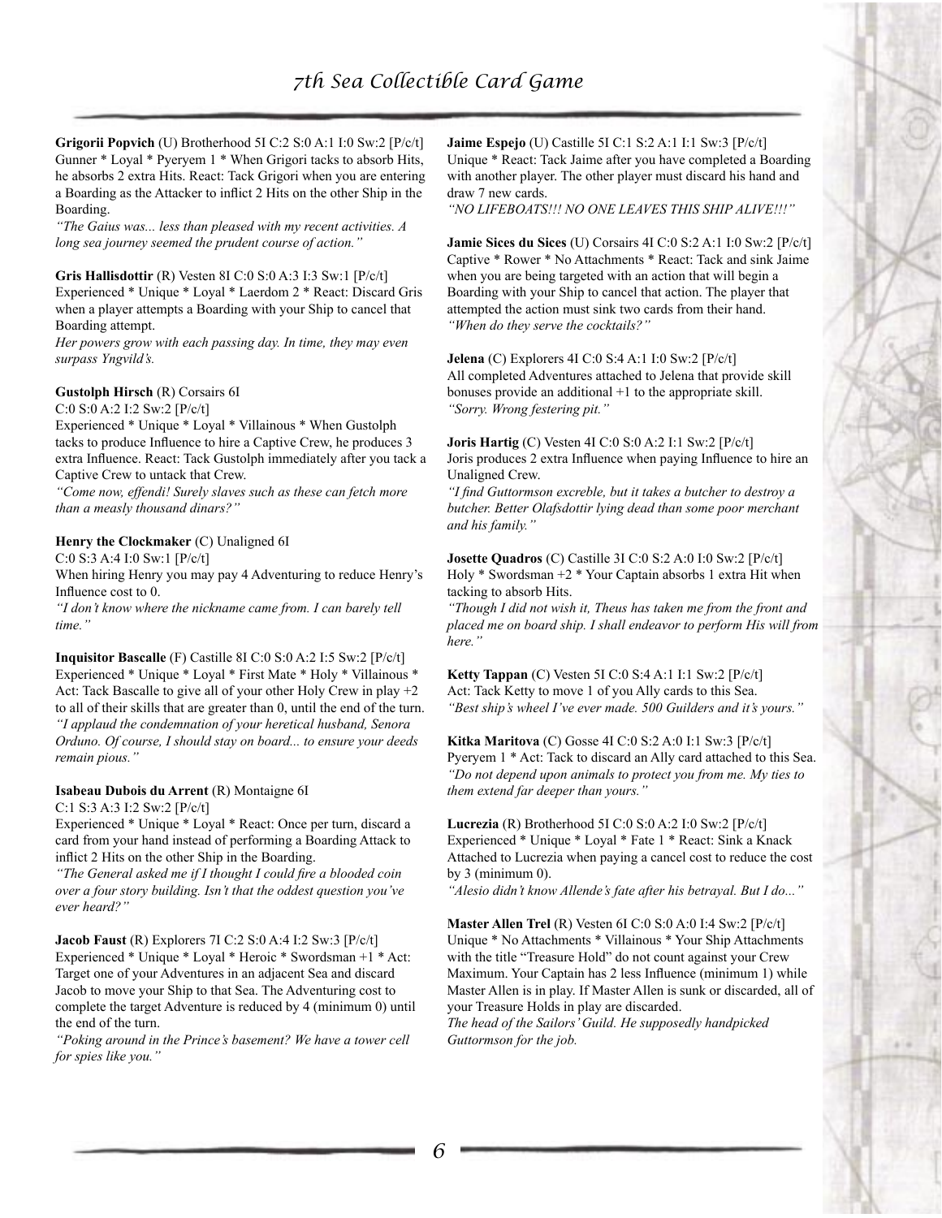**Grigorii Popvich** (U) Brotherhood 5I C:2 S:0 A:1 I:0 Sw:2 [P/c/t]
Gunner * Loyal * Pyeryem 1 * When Grigori tacks to absorb Hits, he absorbs 2 extra Hits. React: Tack Grigori when you are entering a Boarding as the Attacker to inflict 2 Hits on the other Ship in the Boarding.
*"The Gaius was... less than pleased with my recent activities. A long sea journey seemed the prudent course of action."*

**Gris Hallisdottir** (R) Vesten 8I C:0 S:0 A:3 I:3 Sw:1 [P/c/t]
Experienced * Unique * Loyal * Laerdom 2 * React: Discard Gris when a player attempts a Boarding with your Ship to cancel that Boarding attempt.
*Her powers grow with each passing day. In time, they may even surpass Yngvild's.*

**Gustolph Hirsch** (R) Corsairs 6I
C:0 S:0 A:2 I:2 Sw:2 [P/c/t]
Experienced * Unique * Loyal * Villainous * When Gustolph tacks to produce Influence to hire a Captive Crew, he produces 3 extra Influence. React: Tack Gustolph immediately after you tack a Captive Crew to untack that Crew.
*"Come now, effendi! Surely slaves such as these can fetch more than a measly thousand dinars?"*

**Henry the Clockmaker** (C) Unaligned 6I
C:0 S:3 A:4 I:0 Sw:1 [P/c/t]
When hiring Henry you may pay 4 Adventuring to reduce Henry's Influence cost to 0.
*"I don't know where the nickname came from. I can barely tell time."*

**Inquisitor Bascalle** (F) Castille 8I C:0 S:0 A:2 I:5 Sw:2 [P/c/t]
Experienced * Unique * Loyal * First Mate * Holy * Villainous * Act: Tack Bascalle to give all of your other Holy Crew in play +2 to all of their skills that are greater than 0, until the end of the turn.
*"I applaud the condemnation of your heretical husband, Senora Orduno. Of course, I should stay on board... to ensure your deeds remain pious."*

**Isabeau Dubois du Arrent** (R) Montaigne 6I
C:1 S:3 A:3 I:2 Sw:2 [P/c/t]
Experienced * Unique * Loyal * React: Once per turn, discard a card from your hand instead of performing a Boarding Attack to inflict 2 Hits on the other Ship in the Boarding.
*"The General asked me if I thought I could fire a blooded coin over a four story building. Isn't that the oddest question you've ever heard?"*

**Jacob Faust** (R) Explorers 7I C:2 S:0 A:4 I:2 Sw:3 [P/c/t]
Experienced * Unique * Loyal * Heroic * Swordsman +1 * Act: Target one of your Adventures in an adjacent Sea and discard Jacob to move your Ship to that Sea. The Adventuring cost to complete the target Adventure is reduced by 4 (minimum 0) until the end of the turn.
*"Poking around in the Prince's basement? We have a tower cell for spies like you."*

**Jaime Espejo** (U) Castille 5I C:1 S:2 A:1 I:1 Sw:3 [P/c/t]
Unique * React: Tack Jaime after you have completed a Boarding with another player. The other player must discard his hand and draw 7 new cards.
*"NO LIFEBOATS!!! NO ONE LEAVES THIS SHIP ALIVE!!!"*

**Jamie Sices du Sices** (U) Corsairs 4I C:0 S:2 A:1 I:0 Sw:2 [P/c/t]
Captive * Rower * No Attachments * React: Tack and sink Jaime when you are being targeted with an action that will begin a Boarding with your Ship to cancel that action. The player that attempted the action must sink two cards from their hand.
*"When do they serve the cocktails?"*

**Jelena** (C) Explorers 4I C:0 S:4 A:1 I:0 Sw:2 [P/c/t]
All completed Adventures attached to Jelena that provide skill bonuses provide an additional +1 to the appropriate skill.
*"Sorry. Wrong festering pit."*

**Joris Hartig** (C) Vesten 4I C:0 S:0 A:2 I:1 Sw:2 [P/c/t]
Joris produces 2 extra Influence when paying Influence to hire an Unaligned Crew.
*"I find Guttormson excreble, but it takes a butcher to destroy a butcher. Better Olafsdottir lying dead than some poor merchant and his family."*

**Josette Quadros** (C) Castille 3I C:0 S:2 A:0 I:0 Sw:2 [P/c/t]
Holy * Swordsman +2 * Your Captain absorbs 1 extra Hit when tacking to absorb Hits.
*"Though I did not wish it, Theus has taken me from the front and placed me on board ship. I shall endeavor to perform His will from here."*

**Ketty Tappan** (C) Vesten 5I C:0 S:4 A:1 I:1 Sw:2 [P/c/t]
Act: Tack Ketty to move 1 of you Ally cards to this Sea.
*"Best ship's wheel I've ever made. 500 Guilders and it's yours."*

**Kitka Maritova** (C) Gosse 4I C:0 S:2 A:0 I:1 Sw:3 [P/c/t]
Pyeryem 1 * Act: Tack to discard an Ally card attached to this Sea.
*"Do not depend upon animals to protect you from me. My ties to them extend far deeper than yours."*

**Lucrezia** (R) Brotherhood 5I C:0 S:0 A:2 I:0 Sw:2 [P/c/t]
Experienced * Unique * Loyal * Fate 1 * React: Sink a Knack Attached to Lucrezia when paying a cancel cost to reduce the cost by 3 (minimum 0).
*"Alesio didn't know Allende's fate after his betrayal. But I do..."*

**Master Allen Trel** (R) Vesten 6I C:0 S:0 A:0 I:4 Sw:2 [P/c/t]
Unique * No Attachments * Villainous * Your Ship Attachments with the title "Treasure Hold" do not count against your Crew Maximum. Your Captain has 2 less Influence (minimum 1) while Master Allen is in play. If Master Allen is sunk or discarded, all of your Treasure Holds in play are discarded.
*The head of the Sailors' Guild. He supposedly handpicked Guttormson for the job.*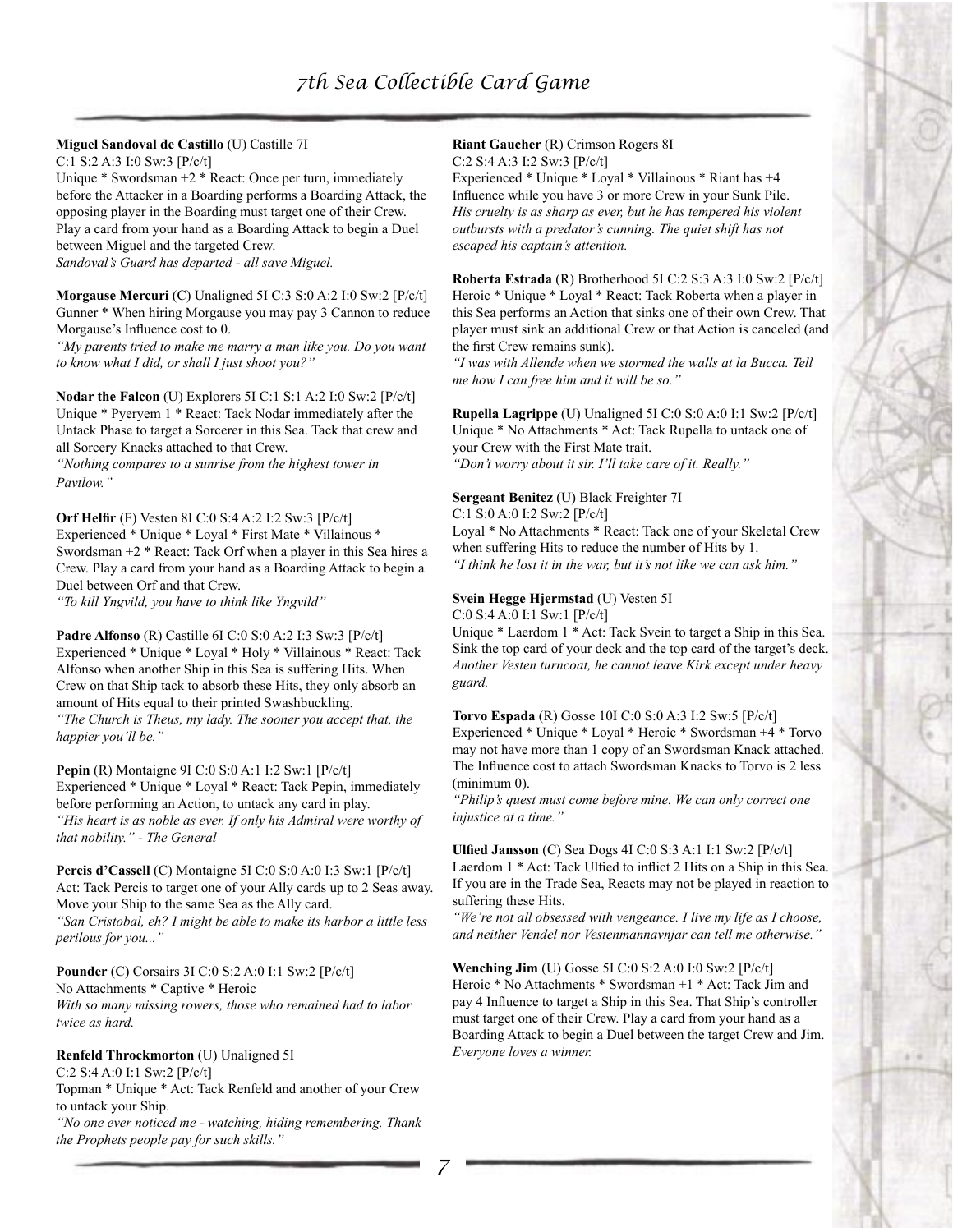**Miguel Sandoval de Castillo** (U) Castille 7I
C:1 S:2 A:3 I:0 Sw:3 [P/c/t]
Unique * Swordsman +2 * React: Once per turn, immediately before the Attacker in a Boarding performs a Boarding Attack, the opposing player in the Boarding must target one of their Crew. Play a card from your hand as a Boarding Attack to begin a Duel between Miguel and the targeted Crew.
*Sandoval's Guard has departed - all save Miguel.*

**Morgause Mercuri** (C) Unaligned 5I C:3 S:0 A:2 I:0 Sw:2 [P/c/t]
Gunner * When hiring Morgause you may pay 3 Cannon to reduce Morgause's Influence cost to 0.
*"My parents tried to make me marry a man like you. Do you want to know what I did, or shall I just shoot you?"*

**Nodar the Falcon** (U) Explorers 5I C:1 S:1 A:2 I:0 Sw:2 [P/c/t]
Unique * Pyeryem 1 * React: Tack Nodar immediately after the Untack Phase to target a Sorcerer in this Sea. Tack that crew and all Sorcery Knacks attached to that Crew.
*"Nothing compares to a sunrise from the highest tower in Pavtlow."*

**Orf Helfir** (F) Vesten 8I C:0 S:4 A:2 I:2 Sw:3 [P/c/t]
Experienced * Unique * Loyal * First Mate * Villainous * Swordsman +2 * React: Tack Orf when a player in this Sea hires a Crew. Play a card from your hand as a Boarding Attack to begin a Duel between Orf and that Crew.
*"To kill Yngvild, you have to think like Yngvild"*

**Padre Alfonso** (R) Castille 6I C:0 S:0 A:2 I:3 Sw:3 [P/c/t]
Experienced * Unique * Loyal * Holy * Villainous * React: Tack Alfonso when another Ship in this Sea is suffering Hits. When Crew on that Ship tack to absorb these Hits, they only absorb an amount of Hits equal to their printed Swashbuckling.
*"The Church is Theus, my lady. The sooner you accept that, the happier you'll be."*

**Pepin** (R) Montaigne 9I C:0 S:0 A:1 I:2 Sw:1 [P/c/t]
Experienced * Unique * Loyal * React: Tack Pepin, immediately before performing an Action, to untack any card in play.
*"His heart is as noble as ever. If only his Admiral were worthy of that nobility." - The General*

**Percis d'Cassell** (C) Montaigne 5I C:0 S:0 A:0 I:3 Sw:1 [P/c/t]
Act: Tack Percis to target one of your Ally cards up to 2 Seas away. Move your Ship to the same Sea as the Ally card.
*"San Cristobal, eh? I might be able to make its harbor a little less perilous for you..."*

**Pounder** (C) Corsairs 3I C:0 S:2 A:0 I:1 Sw:2 [P/c/t]
No Attachments * Captive * Heroic
*With so many missing rowers, those who remained had to labor twice as hard.*

**Renfeld Throckmorton** (U) Unaligned 5I
C:2 S:4 A:0 I:1 Sw:2 [P/c/t]
Topman * Unique * Act: Tack Renfeld and another of your Crew to untack your Ship.
*"No one ever noticed me - watching, hiding remembering. Thank the Prophets people pay for such skills."*

**Riant Gaucher** (R) Crimson Rogers 8I
C:2 S:4 A:3 I:2 Sw:3 [P/c/t]
Experienced * Unique * Loyal * Villainous * Riant has +4 Influence while you have 3 or more Crew in your Sunk Pile.
*His cruelty is as sharp as ever, but he has tempered his violent outbursts with a predator's cunning. The quiet shift has not escaped his captain's attention.*

**Roberta Estrada** (R) Brotherhood 5I C:2 S:3 A:3 I:0 Sw:2 [P/c/t]
Heroic * Unique * Loyal * React: Tack Roberta when a player in this Sea performs an Action that sinks one of their own Crew. That player must sink an additional Crew or that Action is canceled (and the first Crew remains sunk).
*"I was with Allende when we stormed the walls at la Bucca. Tell me how I can free him and it will be so."*

**Rupella Lagrippe** (U) Unaligned 5I C:0 S:0 A:0 I:1 Sw:2 [P/c/t]
Unique * No Attachments * Act: Tack Rupella to untack one of your Crew with the First Mate trait.
*"Don't worry about it sir. I'll take care of it. Really."*

**Sergeant Benitez** (U) Black Freighter 7I
C:1 S:0 A:0 I:2 Sw:2 [P/c/t]
Loyal * No Attachments * React: Tack one of your Skeletal Crew when suffering Hits to reduce the number of Hits by 1.
*"I think he lost it in the war, but it's not like we can ask him."*

**Svein Hegge Hjermstad** (U) Vesten 5I
C:0 S:4 A:0 I:1 Sw:1 [P/c/t]
Unique * Laerdom 1 * Act: Tack Svein to target a Ship in this Sea. Sink the top card of your deck and the top card of the target's deck.
*Another Vesten turncoat, he cannot leave Kirk except under heavy guard.*

**Torvo Espada** (R) Gosse 10I C:0 S:0 A:3 I:2 Sw:5 [P/c/t]
Experienced * Unique * Loyal * Heroic * Swordsman +4 * Torvo may not have more than 1 copy of an Swordsman Knack attached. The Influence cost to attach Swordsman Knacks to Torvo is 2 less (minimum 0).
*"Philip's quest must come before mine. We can only correct one injustice at a time."*

**Ulfied Jansson** (C) Sea Dogs 4I C:0 S:3 A:1 I:1 Sw:2 [P/c/t]
Laerdom 1 * Act: Tack Ulfied to inflict 2 Hits on a Ship in this Sea. If you are in the Trade Sea, Reacts may not be played in reaction to suffering these Hits.
*"We're not all obsessed with vengeance. I live my life as I choose, and neither Vendel nor Vestenmannavnjar can tell me otherwise."*

**Wenching Jim** (U) Gosse 5I C:0 S:2 A:0 I:0 Sw:2 [P/c/t]
Heroic * No Attachments * Swordsman +1 * Act: Tack Jim and pay 4 Influence to target a Ship in this Sea. That Ship's controller must target one of their Crew. Play a card from your hand as a Boarding Attack to begin a Duel between the target Crew and Jim.
*Everyone loves a winner.*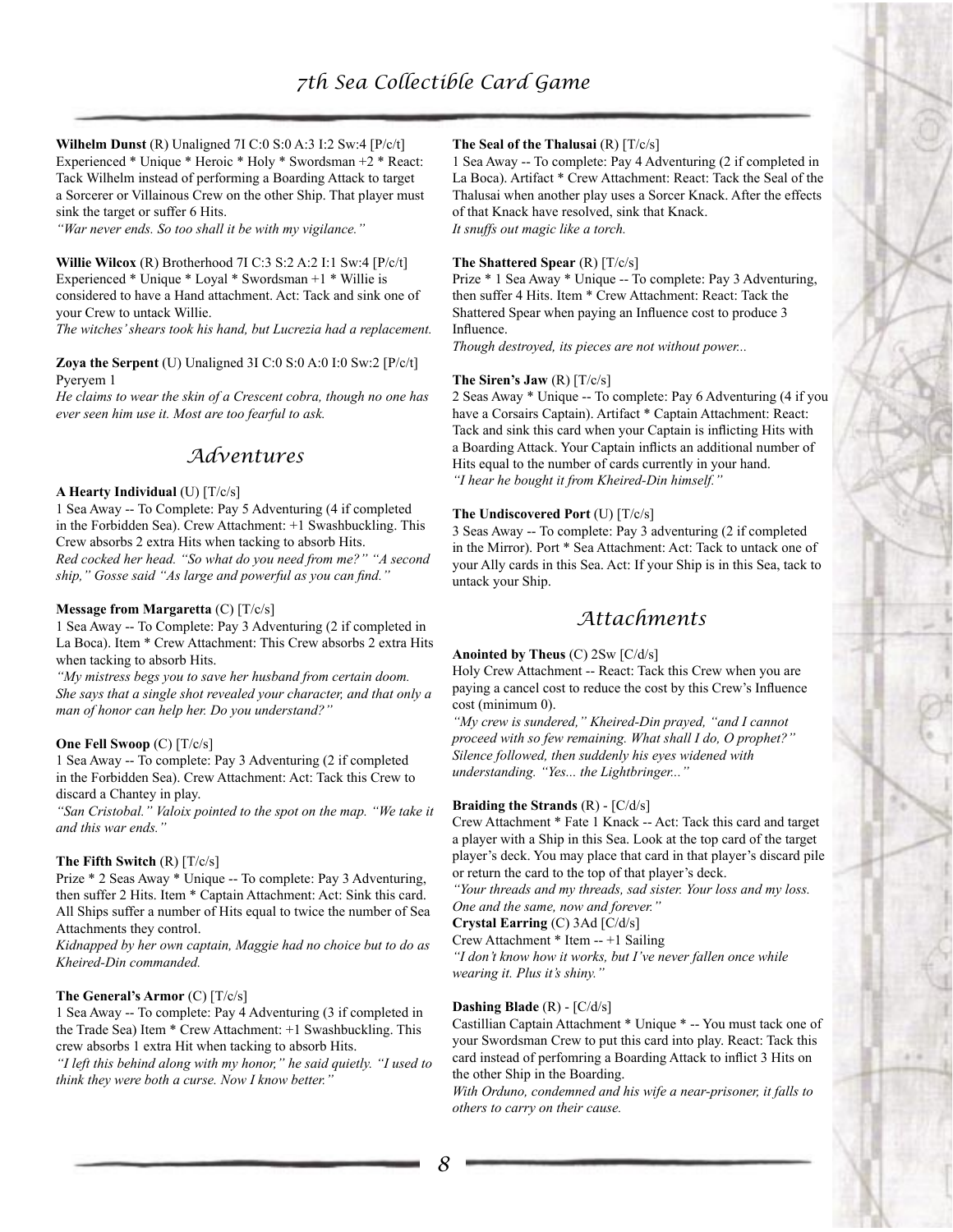**Wilhelm Dunst** (R) Unaligned 7I C:0 S:0 A:3 I:2 Sw:4 [P/c/t]
Experienced * Unique * Heroic * Holy * Swordsman +2 * React: Tack Wilhelm instead of performing a Boarding Attack to target a Sorcerer or Villainous Crew on the other Ship. That player must sink the target or suffer 6 Hits.
*"War never ends. So too shall it be with my vigilance."*

**Willie Wilcox** (R) Brotherhood 7I C:3 S:2 A:2 I:1 Sw:4 [P/c/t]
Experienced * Unique * Loyal * Swordsman +1 * Willie is considered to have a Hand attachment. Act: Tack and sink one of your Crew to untack Willie.
*The witches' shears took his hand, but Lucrezia had a replacement.*

**Zoya the Serpent** (U) Unaligned 3I C:0 S:0 A:0 I:0 Sw:2 [P/c/t]
Pyeryem 1
*He claims to wear the skin of a Crescent cobra, though no one has ever seen him use it. Most are too fearful to ask.*

## Adventures

**A Hearty Individual** (U) [T/c/s]
1 Sea Away -- To Complete: Pay 5 Adventuring (4 if completed in the Forbidden Sea). Crew Attachment: +1 Swashbuckling. This Crew absorbs 2 extra Hits when tacking to absorb Hits.
*Red cocked her head. "So what do you need from me?" "A second ship," Gosse said "As large and powerful as you can find."*

**Message from Margaretta** (C) [T/c/s]
1 Sea Away -- To Complete: Pay 3 Adventuring (2 if completed in La Boca). Item * Crew Attachment: This Crew absorbs 2 extra Hits when tacking to absorb Hits.
*"My mistress begs you to save her husband from certain doom. She says that a single shot revealed your character, and that only a man of honor can help her. Do you understand?"*

**One Fell Swoop** (C) [T/c/s]
1 Sea Away -- To complete: Pay 3 Adventuring (2 if completed in the Forbidden Sea). Crew Attachment: Act: Tack this Crew to discard a Chantey in play.
*"San Cristobal." Valoix pointed to the spot on the map. "We take it and this war ends."*

**The Fifth Switch** (R) [T/c/s]
Prize * 2 Seas Away * Unique -- To complete: Pay 3 Adventuring, then suffer 2 Hits. Item * Captain Attachment: Act: Sink this card. All Ships suffer a number of Hits equal to twice the number of Sea Attachments they control.
*Kidnapped by her own captain, Maggie had no choice but to do as Kheired-Din commanded.*

**The General's Armor** (C) [T/c/s]
1 Sea Away -- To complete: Pay 4 Adventuring (3 if completed in the Trade Sea) Item * Crew Attachment: +1 Swashbuckling. This crew absorbs 1 extra Hit when tacking to absorb Hits.
*"I left this behind along with my honor," he said quietly. "I used to think they were both a curse. Now I know better."*

**The Seal of the Thalusai** (R) [T/c/s]
1 Sea Away -- To complete: Pay 4 Adventuring (2 if completed in La Boca). Artifact * Crew Attachment: React: Tack the Seal of the Thalusai when another play uses a Sorcer Knack. After the effects of that Knack have resolved, sink that Knack.
*It snuffs out magic like a torch.*

**The Shattered Spear** (R) [T/c/s]
Prize * 1 Sea Away * Unique -- To complete: Pay 3 Adventuring, then suffer 4 Hits. Item * Crew Attachment: React: Tack the Shattered Spear when paying an Influence cost to produce 3 Influence.
*Though destroyed, its pieces are not without power...*

**The Siren's Jaw** (R) [T/c/s]
2 Seas Away * Unique -- To complete: Pay 6 Adventuring (4 if you have a Corsairs Captain). Artifact * Captain Attachment: React: Tack and sink this card when your Captain is inflicting Hits with a Boarding Attack. Your Captain inflicts an additional number of Hits equal to the number of cards currently in your hand.
*"I hear he bought it from Kheired-Din himself."*

**The Undiscovered Port** (U) [T/c/s]
3 Seas Away -- To complete: Pay 3 adventuring (2 if completed in the Mirror). Port * Sea Attachment: Act: Tack to untack one of your Ally cards in this Sea. Act: If your Ship is in this Sea, tack to untack your Ship.

## Attachments

**Anointed by Theus** (C) 2Sw [C/d/s]
Holy Crew Attachment -- React: Tack this Crew when you are paying a cancel cost to reduce the cost by this Crew's Influence cost (minimum 0).
*"My crew is sundered," Kheired-Din prayed, "and I cannot proceed with so few remaining. What shall I do, O prophet?" Silence followed, then suddenly his eyes widened with understanding. "Yes... the Lightbringer..."*

**Braiding the Strands** (R) - [C/d/s]
Crew Attachment * Fate 1 Knack -- Act: Tack this card and target a player with a Ship in this Sea. Look at the top card of the target player's deck. You may place that card in that player's discard pile or return the card to the top of that player's deck.
*"Your threads and my threads, sad sister. Your loss and my loss. One and the same, now and forever."*

**Crystal Earring** (C) 3Ad [C/d/s]
Crew Attachment * Item -- +1 Sailing
*"I don't know how it works, but I've never fallen once while wearing it. Plus it's shiny."*

**Dashing Blade** (R) - [C/d/s]
Castillian Captain Attachment * Unique * -- You must tack one of your Swordsman Crew to put this card into play. React: Tack this card instead of perfomring a Boarding Attack to inflict 3 Hits on the other Ship in the Boarding.
*With Orduno, condemned and his wife a near-prisoner, it falls to others to carry on their cause.*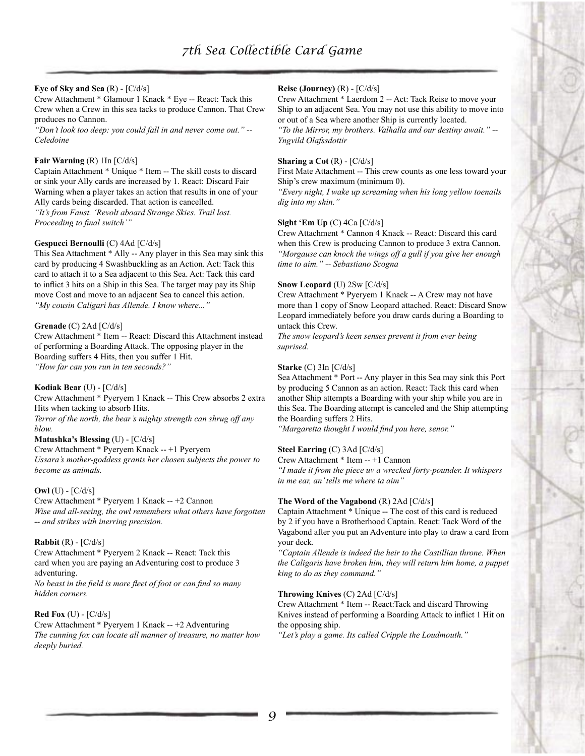**Eye of Sky and Sea** (R) - [C/d/s]
Crew Attachment * Glamour 1 Knack * Eye -- React: Tack this Crew when a Crew in this sea tacks to produce Cannon. That Crew produces no Cannon.
*"Don't look too deep: you could fall in and never come out." -- Celedoine*

**Fair Warning** (R) 1In [C/d/s]
Captain Attachment * Unique * Item -- The skill costs to discard or sink your Ally cards are increased by 1. React: Discard Fair Warning when a player takes an action that results in one of your Ally cards being discarded. That action is cancelled.
*"It's from Faust. 'Revolt aboard Strange Skies. Trail lost. Proceeding to final switch'"*

**Gespucci Bernoulli** (C) 4Ad [C/d/s]
This Sea Attachment * Ally -- Any player in this Sea may sink this card by producing 4 Swashbuckling as an Action. Act: Tack this card to attach it to a Sea adjacent to this Sea. Act: Tack this card to inflict 3 hits on a Ship in this Sea. The target may pay its Ship move Cost and move to an adjacent Sea to cancel this action.
*"My cousin Caligari has Allende. I know where..."*

**Grenade** (C) 2Ad [C/d/s]
Crew Attachment * Item -- React: Discard this Attachment instead of performing a Boarding Attack. The opposing player in the Boarding suffers 4 Hits, then you suffer 1 Hit.
*"How far can you run in ten seconds?"*

**Kodiak Bear** (U) - [C/d/s]
Crew Attachment * Pyeryem 1 Knack -- This Crew absorbs 2 extra Hits when tacking to absorb Hits.
*Terror of the north, the bear's mighty strength can shrug off any blow.*

**Matushka's Blessing** (U) - [C/d/s]
Crew Attachment * Pyeryem Knack -- +1 Pyeryem
*Ussara's mother-goddess grants her chosen subjects the power to become as animals.*

**Owl** (U) - [C/d/s]
Crew Attachment * Pyeryem 1 Knack -- +2 Cannon
*Wise and all-seeing, the owl remembers what others have forgotten -- and strikes with inerring precision.*

**Rabbit** (R) - [C/d/s]
Crew Attachment * Pyeryem 2 Knack -- React: Tack this card when you are paying an Adventuring cost to produce 3 adventuring.
*No beast in the field is more fleet of foot or can find so many hidden corners.*

**Red Fox** (U) - [C/d/s]
Crew Attachment * Pyeryem 1 Knack -- +2 Adventuring
*The cunning fox can locate all manner of treasure, no matter how deeply buried.*

**Reise (Journey)** (R) - [C/d/s]
Crew Attachment * Laerdom 2 -- Act: Tack Reise to move your Ship to an adjacent Sea. You may not use this ability to move into or out of a Sea where another Ship is currently located.
*"To the Mirror, my brothers. Valhalla and our destiny await." -- Yngvild Olafssdottir*

**Sharing a Cot** (R) - [C/d/s]
First Mate Attachment -- This crew counts as one less toward your Ship's crew maximum (minimum 0).
*"Every night, I wake up screaming when his long yellow toenails dig into my shin."*

**Sight 'Em Up** (C) 4Ca [C/d/s]
Crew Attachment * Cannon 4 Knack -- React: Discard this card when this Crew is producing Cannon to produce 3 extra Cannon.
*"Morgause can knock the wings off a gull if you give her enough time to aim." -- Sebastiano Scogna*

**Snow Leopard** (U) 2Sw [C/d/s]
Crew Attachment * Pyeryem 1 Knack -- A Crew may not have more than 1 copy of Snow Leopard attached. React: Discard Snow Leopard immediately before you draw cards during a Boarding to untack this Crew.
*The snow leopard's keen senses prevent it from ever being suprised.*

**Starke** (C) 3In [C/d/s]
Sea Attachment * Port -- Any player in this Sea may sink this Port by producing 5 Cannon as an action. React: Tack this card when another Ship attempts a Boarding with your ship while you are in this Sea. The Boarding attempt is canceled and the Ship attempting the Boarding suffers 2 Hits.
*"Margaretta thought I would find you here, senor."*

**Steel Earring** (C) 3Ad [C/d/s]
Crew Attachment * Item -- +1 Cannon
*"I made it from the piece uv a wrecked forty-pounder. It whispers in me ear, an' tells me where ta aim"*

**The Word of the Vagabond** (R) 2Ad [C/d/s]
Captain Attachment * Unique -- The cost of this card is reduced by 2 if you have a Brotherhood Captain. React: Tack Word of the Vagabond after you put an Adventure into play to draw a card from your deck.
*"Captain Allende is indeed the heir to the Castillian throne. When the Caligaris have broken him, they will return him home, a puppet king to do as they command."*

**Throwing Knives** (C) 2Ad [C/d/s]
Crew Attachment * Item -- React:Tack and discard Throwing Knives instead of performing a Boarding Attack to inflict 1 Hit on the opposing ship.
*"Let's play a game. Its called Cripple the Loudmouth."*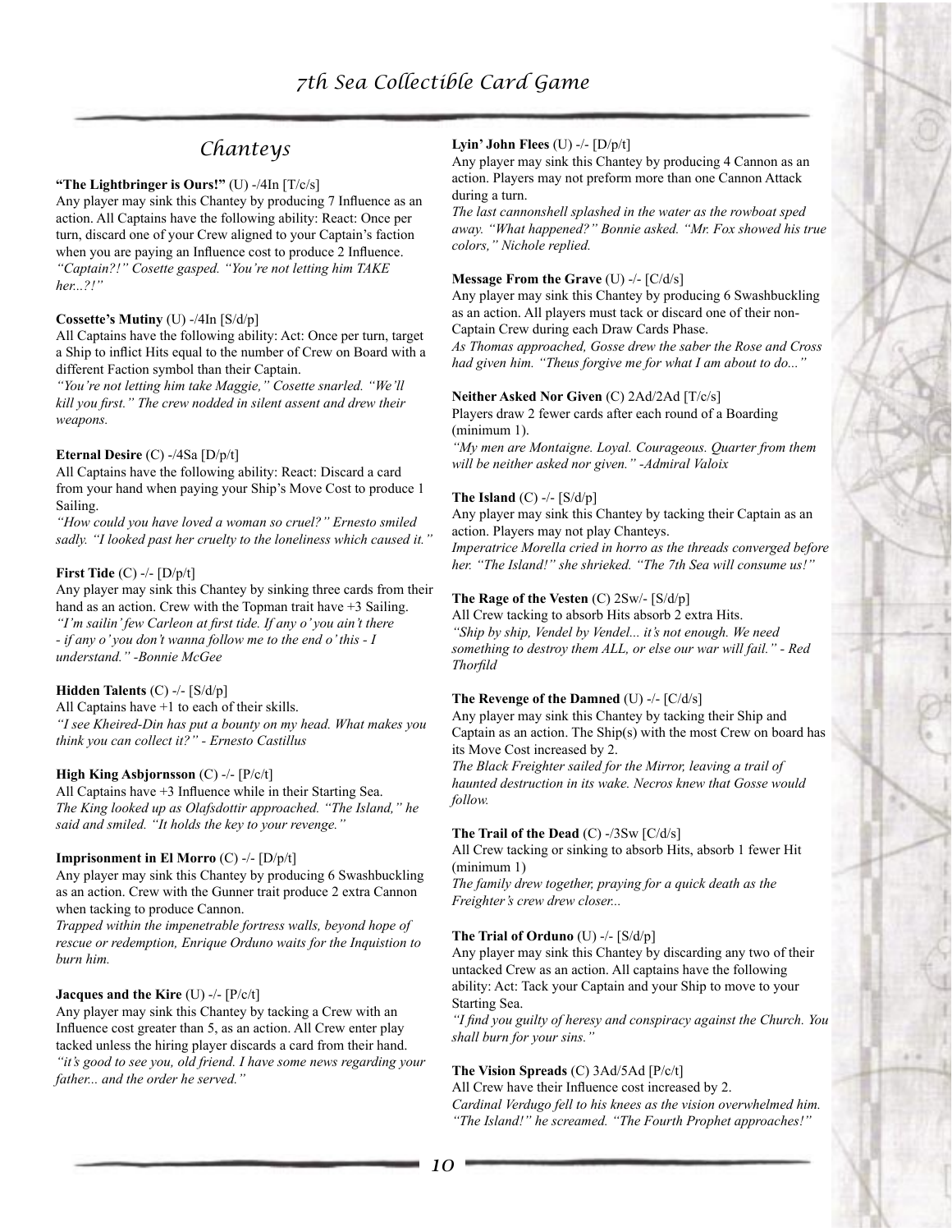## Chanteys

**"The Lightbringer is Ours!"** (U) -/4In [T/c/s]
Any player may sink this Chantey by producing 7 Influence as an action. All Captains have the following ability: React: Once per turn, discard one of your Crew aligned to your Captain's faction when you are paying an Influence cost to produce 2 Influence.
*"Captain?!" Cosette gasped. "You're not letting him TAKE her...?!"*

**Cossette's Mutiny** (U) -/4In [S/d/p]
All Captains have the following ability: Act: Once per turn, target a Ship to inflict Hits equal to the number of Crew on Board with a different Faction symbol than their Captain.
*"You're not letting him take Maggie," Cosette snarled. "We'll kill you first." The crew nodded in silent assent and drew their weapons.*

**Eternal Desire** (C) -/4Sa [D/p/t]
All Captains have the following ability: React: Discard a card from your hand when paying your Ship's Move Cost to produce 1 Sailing.
*"How could you have loved a woman so cruel?" Ernesto smiled sadly. "I looked past her cruelty to the loneliness which caused it."*

**First Tide** (C) -/- [D/p/t]
Any player may sink this Chantey by sinking three cards from their hand as an action. Crew with the Topman trait have +3 Sailing.
*"I'm sailin' few Carleon at first tide. If any o' you ain't there - if any o' you don't wanna follow me to the end o' this - I understand." -Bonnie McGee*

**Hidden Talents** (C) -/- [S/d/p]
All Captains have +1 to each of their skills.
*"I see Kheired-Din has put a bounty on my head. What makes you think you can collect it?" - Ernesto Castillus*

**High King Asbjornsson** (C) -/- [P/c/t]
All Captains have +3 Influence while in their Starting Sea.
*The King looked up as Olafsdottir approached. "The Island," he said and smiled. "It holds the key to your revenge."*

**Imprisonment in El Morro** (C) -/- [D/p/t]
Any player may sink this Chantey by producing 6 Swashbuckling as an action. Crew with the Gunner trait produce 2 extra Cannon when tacking to produce Cannon.
*Trapped within the impenetrable fortress walls, beyond hope of rescue or redemption, Enrique Orduno waits for the Inquistion to burn him.*

**Jacques and the Kire** (U) -/- [P/c/t]
Any player may sink this Chantey by tacking a Crew with an Influence cost greater than 5, as an action. All Crew enter play tacked unless the hiring player discards a card from their hand.
*"it's good to see you, old friend. I have some news regarding your father... and the order he served."*

**Lyin' John Flees** (U) -/- [D/p/t]
Any player may sink this Chantey by producing 4 Cannon as an action. Players may not preform more than one Cannon Attack during a turn.
*The last cannonshell splashed in the water as the rowboat sped away. "What happened?" Bonnie asked. "Mr. Fox showed his true colors," Nichole replied.*

**Message From the Grave** (U) -/- [C/d/s]
Any player may sink this Chantey by producing 6 Swashbuckling as an action. All players must tack or discard one of their non-Captain Crew during each Draw Cards Phase.
*As Thomas approached, Gosse drew the saber the Rose and Cross had given him. "Theus forgive me for what I am about to do..."*

**Neither Asked Nor Given** (C) 2Ad/2Ad [T/c/s]
Players draw 2 fewer cards after each round of a Boarding (minimum 1).
*"My men are Montaigne. Loyal. Courageous. Quarter from them will be neither asked nor given." -Admiral Valoix*

**The Island** (C) -/- [S/d/p]
Any player may sink this Chantey by tacking their Captain as an action. Players may not play Chanteys.
*Imperatrice Morella cried in horro as the threads converged before her. "The Island!" she shrieked. "The 7th Sea will consume us!"*

**The Rage of the Vesten** (C) 2Sw/- [S/d/p]
All Crew tacking to absorb Hits absorb 2 extra Hits.
*"Ship by ship, Vendel by Vendel... it's not enough. We need something to destroy them ALL, or else our war will fail." - Red Thorfild*

**The Revenge of the Damned** (U) -/- [C/d/s]
Any player may sink this Chantey by tacking their Ship and Captain as an action. The Ship(s) with the most Crew on board has its Move Cost increased by 2.
*The Black Freighter sailed for the Mirror, leaving a trail of haunted destruction in its wake. Necros knew that Gosse would follow.*

**The Trail of the Dead** (C) -/3Sw [C/d/s]
All Crew tacking or sinking to absorb Hits, absorb 1 fewer Hit (minimum 1)
*The family drew together, praying for a quick death as the Freighter's crew drew closer...*

**The Trial of Orduno** (U) -/- [S/d/p]
Any player may sink this Chantey by discarding any two of their untacked Crew as an action. All captains have the following ability: Act: Tack your Captain and your Ship to move to your Starting Sea.
*"I find you guilty of heresy and conspiracy against the Church. You shall burn for your sins."*

**The Vision Spreads** (C) 3Ad/5Ad [P/c/t]
All Crew have their Influence cost increased by 2.
*Cardinal Verdugo fell to his knees as the vision overwhelmed him. "The Island!" he screamed. "The Fourth Prophet approaches!"*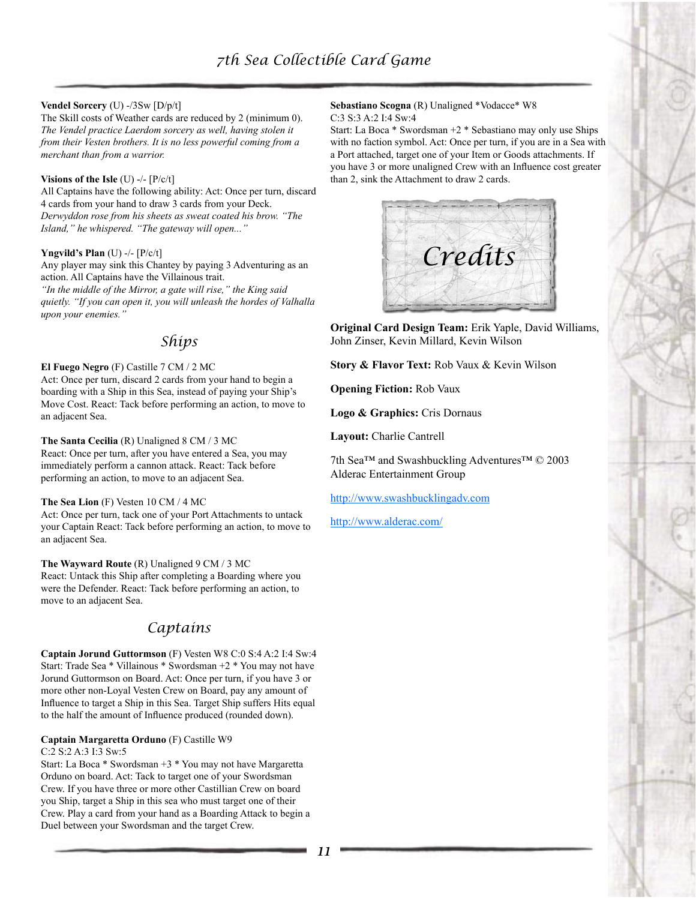**Vendel Sorcery** (U) -/3Sw [D/p/t]
The Skill costs of Weather cards are reduced by 2 (minimum 0).
*The Vendel practice Laerdom sorcery as well, having stolen it from their Vesten brothers. It is no less powerful coming from a merchant than from a warrior.*

**Visions of the Isle** (U) -/- [P/c/t]
All Captains have the following ability: Act: Once per turn, discard 4 cards from your hand to draw 3 cards from your Deck.
*Derwyddon rose from his sheets as sweat coated his brow. "The Island," he whispered. "The gateway will open..."*

**Yngvild's Plan** (U) -/- [P/c/t]
Any player may sink this Chantey by paying 3 Adventuring as an action. All Captains have the Villainous trait.
*"In the middle of the Mirror, a gate will rise," the King said quietly. "If you can open it, you will unleash the hordes of Valhalla upon your enemies."*

## Ships

**El Fuego Negro** (F) Castille 7 CM / 2 MC
Act: Once per turn, discard 2 cards from your hand to begin a boarding with a Ship in this Sea, instead of paying your Ship's Move Cost. React: Tack before performing an action, to move to an adjacent Sea.

**The Santa Cecilia** (R) Unaligned 8 CM / 3 MC
React: Once per turn, after you have entered a Sea, you may immediately perform a cannon attack. React: Tack before performing an action, to move to an adjacent Sea.

**The Sea Lion** (F) Vesten 10 CM / 4 MC
Act: Once per turn, tack one of your Port Attachments to untack your Captain React: Tack before performing an action, to move to an adjacent Sea.

**The Wayward Route** (R) Unaligned 9 CM / 3 MC
React: Untack this Ship after completing a Boarding where you were the Defender. React: Tack before performing an action, to move to an adjacent Sea.

## Captains

**Captain Jorund Guttormson** (F) Vesten W8 C:0 S:4 A:2 I:4 Sw:4
Start: Trade Sea * Villainous * Swordsman +2 * You may not have Jorund Guttormson on Board. Act: Once per turn, if you have 3 or more other non-Loyal Vesten Crew on Board, pay any amount of Influence to target a Ship in this Sea. Target Ship suffers Hits equal to the half the amount of Influence produced (rounded down).

**Captain Margaretta Orduno** (F) Castille W9
C:2 S:2 A:3 I:3 Sw:5
Start: La Boca * Swordsman +3 * You may not have Margaretta Orduno on board. Act: Tack to target one of your Swordsman Crew. If you have three or more other Castillian Crew on board you Ship, target a Ship in this sea who must target one of their Crew. Play a card from your hand as a Boarding Attack to begin a Duel between your Swordsman and the target Crew.

**Sebastiano Scogna** (R) Unaligned *Vodacce* W8
C:3 S:3 A:2 I:4 Sw:4
Start: La Boca * Swordsman +2 * Sebastiano may only use Ships with no faction symbol. Act: Once per turn, if you are in a Sea with a Port attached, target one of your Item or Goods attachments. If you have 3 or more unaligned Crew with an Influence cost greater than 2, sink the Attachment to draw 2 cards.

## Credits

**Original Card Design Team:** Erik Yaple, David Williams, John Zinser, Kevin Millard, Kevin Wilson

**Story & Flavor Text:** Rob Vaux & Kevin Wilson

**Opening Fiction:** Rob Vaux

**Logo & Graphics:** Cris Dornaus

**Layout:** Charlie Cantrell

7th Sea™ and Swashbuckling Adventures™ © 2003 Alderac Entertainment Group

http://www.swashbucklingadv.com

http://www.alderac.com/